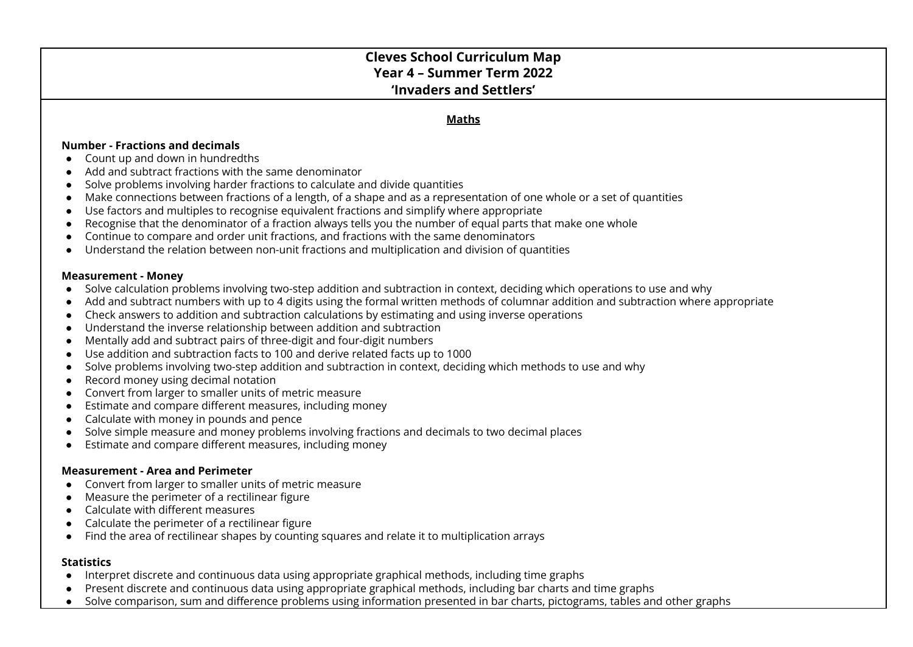# Cleves School Curriculum Map
## Year 4 – Summer Term 2022
## 'Invaders and Settlers'

### Maths

**Number - Fractions and decimals**

- Count up and down in hundredths
- Add and subtract fractions with the same denominator
- Solve problems involving harder fractions to calculate and divide quantities
- Make connections between fractions of a length, of a shape and as a representation of one whole or a set of quantities
- Use factors and multiples to recognise equivalent fractions and simplify where appropriate
- Recognise that the denominator of a fraction always tells you the number of equal parts that make one whole
- Continue to compare and order unit fractions, and fractions with the same denominators
- Understand the relation between non-unit fractions and multiplication and division of quantities

**Measurement - Money**

- Solve calculation problems involving two-step addition and subtraction in context, deciding which operations to use and why
- Add and subtract numbers with up to 4 digits using the formal written methods of columnar addition and subtraction where appropriate
- Check answers to addition and subtraction calculations by estimating and using inverse operations
- Understand the inverse relationship between addition and subtraction
- Mentally add and subtract pairs of three-digit and four-digit numbers
- Use addition and subtraction facts to 100 and derive related facts up to 1000
- Solve problems involving two-step addition and subtraction in context, deciding which methods to use and why
- Record money using decimal notation
- Convert from larger to smaller units of metric measure
- Estimate and compare different measures, including money
- Calculate with money in pounds and pence
- Solve simple measure and money problems involving fractions and decimals to two decimal places
- Estimate and compare different measures, including money

**Measurement - Area and Perimeter**

- Convert from larger to smaller units of metric measure
- Measure the perimeter of a rectilinear figure
- Calculate with different measures
- Calculate the perimeter of a rectilinear figure
- Find the area of rectilinear shapes by counting squares and relate it to multiplication arrays

**Statistics**

- Interpret discrete and continuous data using appropriate graphical methods, including time graphs
- Present discrete and continuous data using appropriate graphical methods, including bar charts and time graphs
- Solve comparison, sum and difference problems using information presented in bar charts, pictograms, tables and other graphs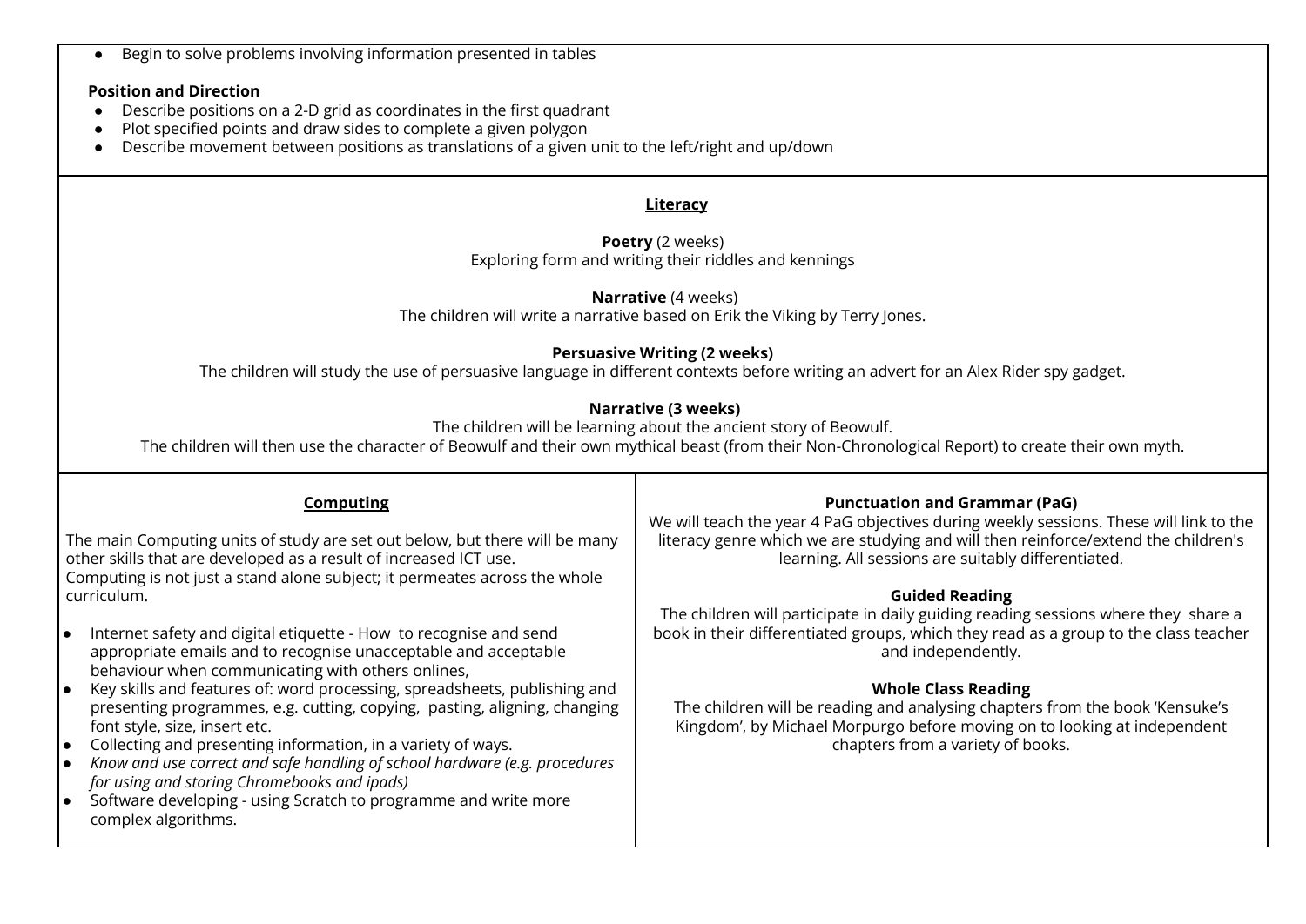- Begin to solve problems involving information presented in tables

**Position and Direction**

- Describe positions on a 2-D grid as coordinates in the first quadrant
- Plot specified points and draw sides to complete a given polygon
- Describe movement between positions as translations of a given unit to the left/right and up/down

## Literacy

**Poetry** (2 weeks)
Exploring form and writing their riddles and kennings

**Narrative** (4 weeks)
The children will write a narrative based on Erik the Viking by Terry Jones.

**Persuasive Writing (2 weeks)**
The children will study the use of persuasive language in different contexts before writing an advert for an Alex Rider spy gadget.

**Narrative (3 weeks)**
The children will be learning about the ancient story of Beowulf.
The children will then use the character of Beowulf and their own mythical beast (from their Non-Chronological Report) to create their own myth.

## Computing

The main Computing units of study are set out below, but there will be many other skills that are developed as a result of increased ICT use.
Computing is not just a stand alone subject; it permeates across the whole curriculum.

- Internet safety and digital etiquette - How to recognise and send appropriate emails and to recognise unacceptable and acceptable behaviour when communicating with others onlines,
- Key skills and features of: word processing, spreadsheets, publishing and presenting programmes, e.g. cutting, copying, pasting, aligning, changing font style, size, insert etc.
- Collecting and presenting information, in a variety of ways.
- *Know and use correct and safe handling of school hardware (e.g. procedures for using and storing Chromebooks and ipads)*
- Software developing - using Scratch to programme and write more complex algorithms.

**Punctuation and Grammar (PaG)**
We will teach the year 4 PaG objectives during weekly sessions. These will link to the literacy genre which we are studying and will then reinforce/extend the children's learning. All sessions are suitably differentiated.

**Guided Reading**
The children will participate in daily guiding reading sessions where they share a book in their differentiated groups, which they read as a group to the class teacher and independently.

**Whole Class Reading**
The children will be reading and analysing chapters from the book 'Kensuke's Kingdom', by Michael Morpurgo before moving on to looking at independent chapters from a variety of books.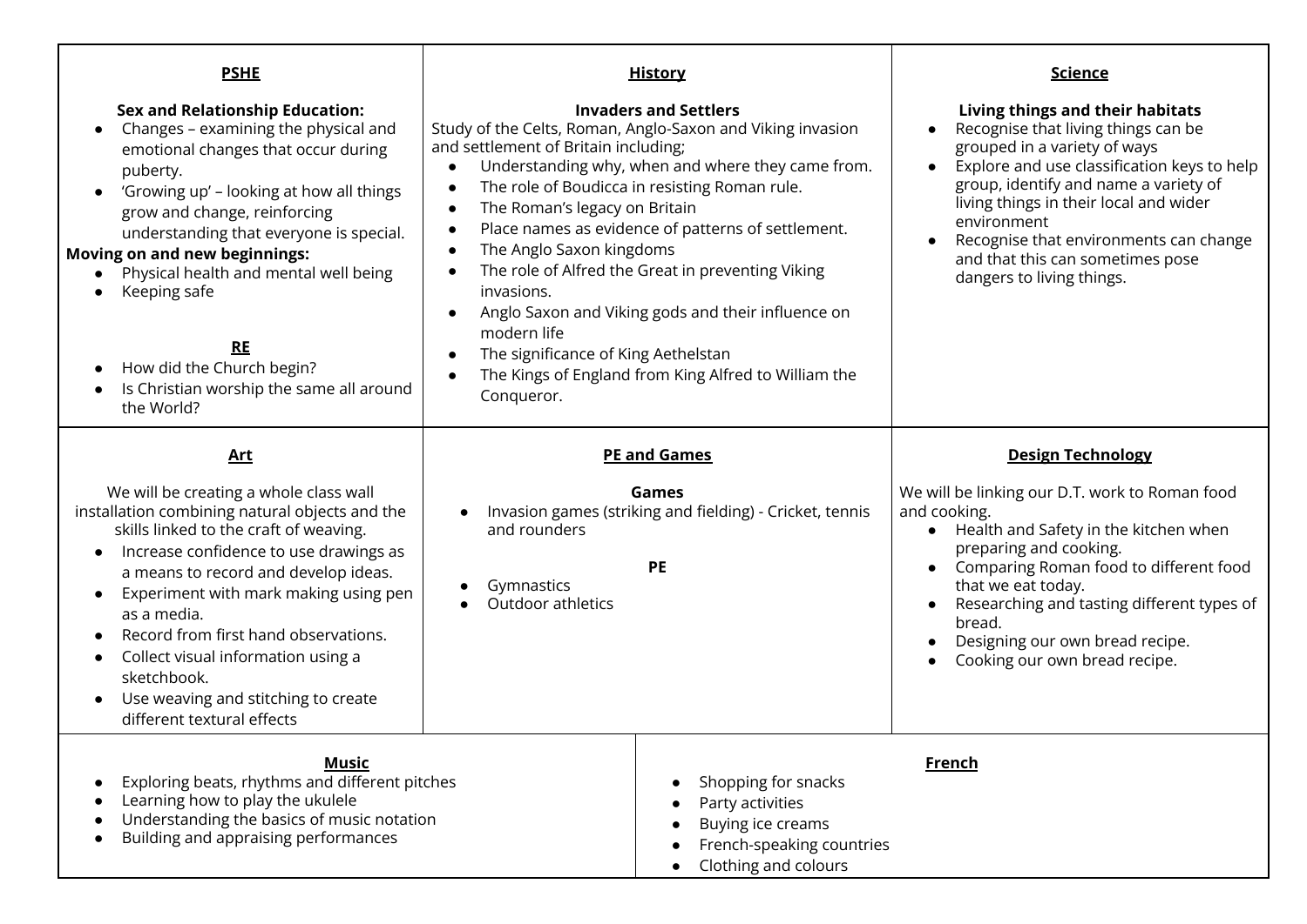## PSHE

**Sex and Relationship Education:**

- Changes – examining the physical and emotional changes that occur during puberty.
- 'Growing up' – looking at how all things grow and change, reinforcing understanding that everyone is special.

**Moving on and new beginnings:**

- Physical health and mental well being
- Keeping safe

## RE

- How did the Church begin?
- Is Christian worship the same all around the World?

## History

**Invaders and Settlers**

Study of the Celts, Roman, Anglo-Saxon and Viking invasion and settlement of Britain including;

- Understanding why, when and where they came from.
- The role of Boudicca in resisting Roman rule.
- The Roman's legacy on Britain
- Place names as evidence of patterns of settlement.
- The Anglo Saxon kingdoms
- The role of Alfred the Great in preventing Viking invasions.
- Anglo Saxon and Viking gods and their influence on modern life
- The significance of King Aethelstan
- The Kings of England from King Alfred to William the Conqueror.

## Science

**Living things and their habitats**

- Recognise that living things can be grouped in a variety of ways
- Explore and use classification keys to help group, identify and name a variety of living things in their local and wider environment
- Recognise that environments can change and that this can sometimes pose dangers to living things.

## Art

We will be creating a whole class wall installation combining natural objects and the skills linked to the craft of weaving.

- Increase confidence to use drawings as a means to record and develop ideas.
- Experiment with mark making using pen as a media.
- Record from first hand observations.
- Collect visual information using a sketchbook.
- Use weaving and stitching to create different textural effects

## PE and Games

**Games**

- Invasion games (striking and fielding) - Cricket, tennis and rounders

**PE**

- Gymnastics
- Outdoor athletics

## Design Technology

We will be linking our D.T. work to Roman food and cooking.

- Health and Safety in the kitchen when preparing and cooking.
- Comparing Roman food to different food that we eat today.
- Researching and tasting different types of bread.
- Designing our own bread recipe.
- Cooking our own bread recipe.

## Music

- Exploring beats, rhythms and different pitches
- Learning how to play the ukulele
- Understanding the basics of music notation
- Building and appraising performances

## French

- Shopping for snacks
- Party activities
- Buying ice creams
- French-speaking countries
- Clothing and colours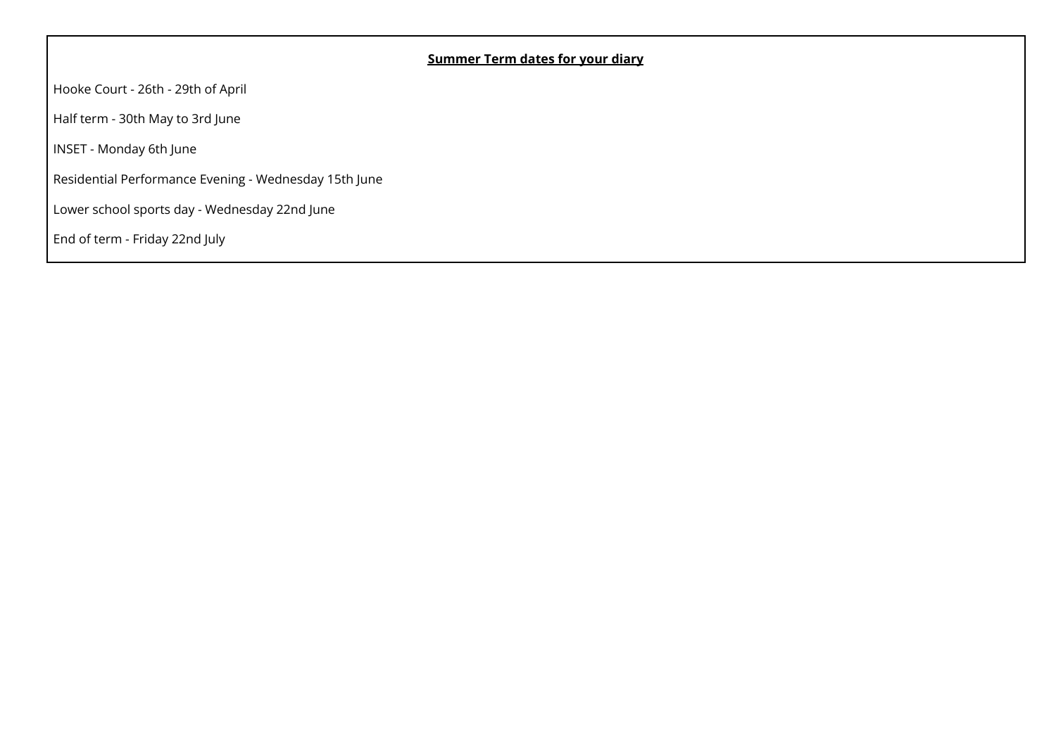**Summer Term dates for your diary**

Hooke Court - 26th - 29th of April

Half term - 30th May to 3rd June

INSET - Monday 6th June

Residential Performance Evening - Wednesday 15th June

Lower school sports day - Wednesday 22nd June

End of term - Friday 22nd July